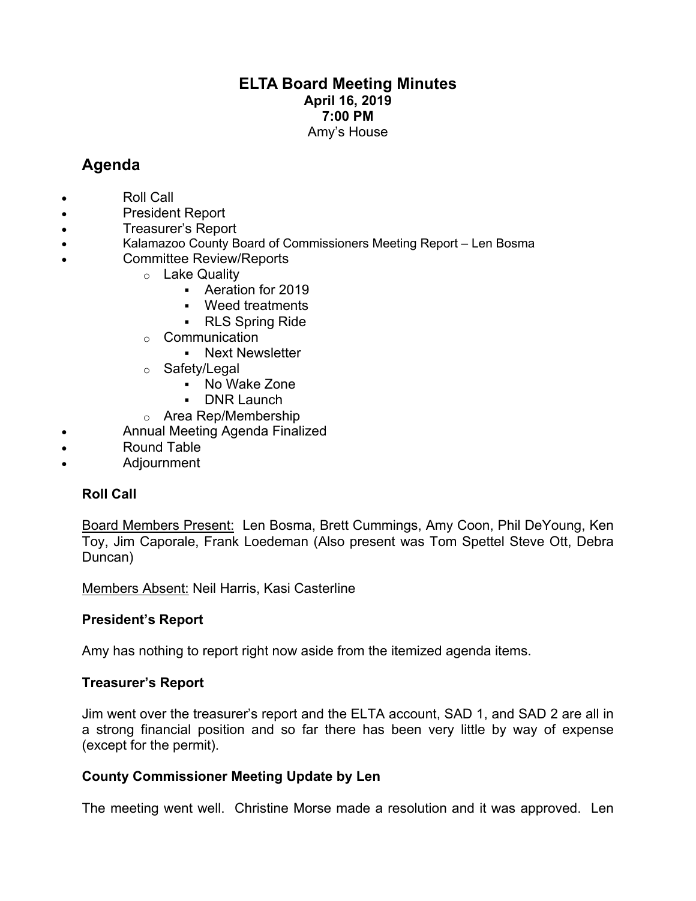# ELTA Board Meeting Minutes

**April 16, 2019**
**7:00 PM**
Amy's House

## Agenda

- Roll Call
- President Report
- Treasurer's Report
- Kalamazoo County Board of Commissioners Meeting Report – Len Bosma
- Committee Review/Reports
  - Lake Quality
    - Aeration for 2019
    - Weed treatments
    - RLS Spring Ride
  - Communication
    - Next Newsletter
  - Safety/Legal
    - No Wake Zone
    - DNR Launch
  - Area Rep/Membership
- Annual Meeting Agenda Finalized
- Round Table
- Adjournment

### Roll Call

Board Members Present: Len Bosma, Brett Cummings, Amy Coon, Phil DeYoung, Ken Toy, Jim Caporale, Frank Loedeman (Also present was Tom Spettel Steve Ott, Debra Duncan)

Members Absent: Neil Harris, Kasi Casterline

### President's Report

Amy has nothing to report right now aside from the itemized agenda items.

### Treasurer's Report

Jim went over the treasurer's report and the ELTA account, SAD 1, and SAD 2 are all in a strong financial position and so far there has been very little by way of expense (except for the permit).

### County Commissioner Meeting Update by Len

The meeting went well. Christine Morse made a resolution and it was approved. Len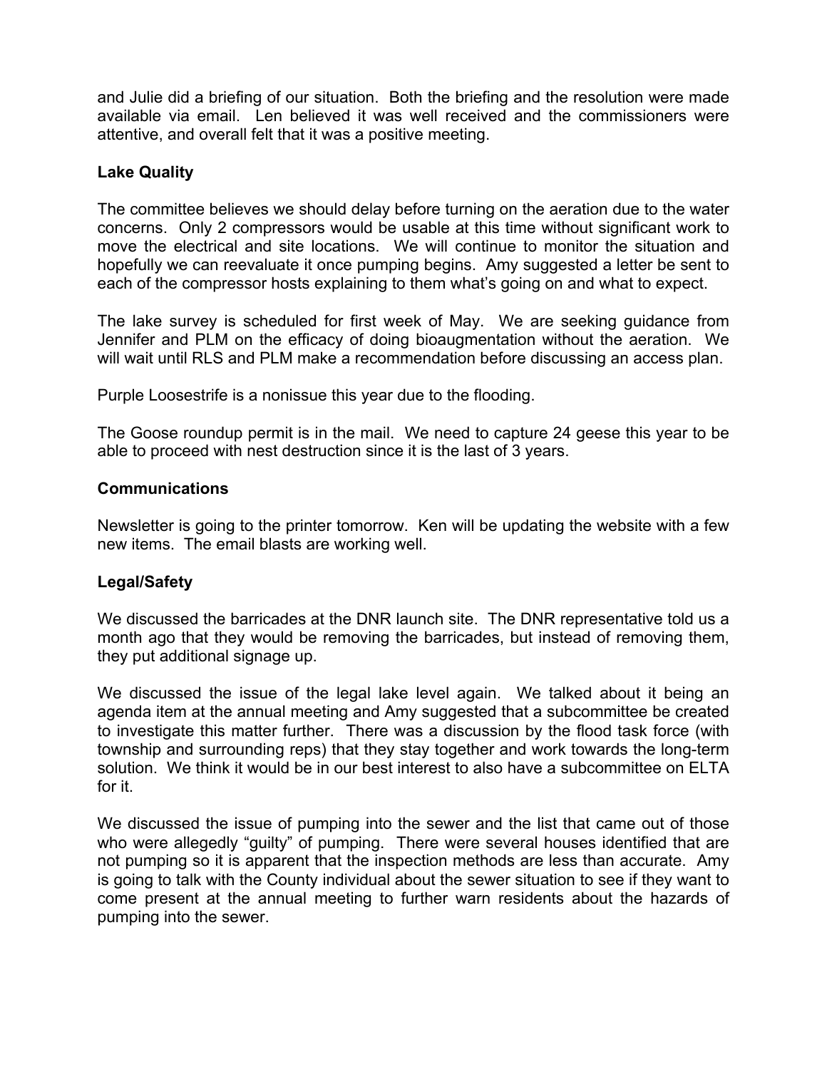and Julie did a briefing of our situation. Both the briefing and the resolution were made available via email. Len believed it was well received and the commissioners were attentive, and overall felt that it was a positive meeting.

**Lake Quality**

The committee believes we should delay before turning on the aeration due to the water concerns. Only 2 compressors would be usable at this time without significant work to move the electrical and site locations. We will continue to monitor the situation and hopefully we can reevaluate it once pumping begins. Amy suggested a letter be sent to each of the compressor hosts explaining to them what's going on and what to expect.

The lake survey is scheduled for first week of May. We are seeking guidance from Jennifer and PLM on the efficacy of doing bioaugmentation without the aeration. We will wait until RLS and PLM make a recommendation before discussing an access plan.

Purple Loosestrife is a nonissue this year due to the flooding.

The Goose roundup permit is in the mail. We need to capture 24 geese this year to be able to proceed with nest destruction since it is the last of 3 years.

**Communications**

Newsletter is going to the printer tomorrow. Ken will be updating the website with a few new items. The email blasts are working well.

**Legal/Safety**

We discussed the barricades at the DNR launch site. The DNR representative told us a month ago that they would be removing the barricades, but instead of removing them, they put additional signage up.

We discussed the issue of the legal lake level again. We talked about it being an agenda item at the annual meeting and Amy suggested that a subcommittee be created to investigate this matter further. There was a discussion by the flood task force (with township and surrounding reps) that they stay together and work towards the long-term solution. We think it would be in our best interest to also have a subcommittee on ELTA for it.

We discussed the issue of pumping into the sewer and the list that came out of those who were allegedly "guilty" of pumping. There were several houses identified that are not pumping so it is apparent that the inspection methods are less than accurate. Amy is going to talk with the County individual about the sewer situation to see if they want to come present at the annual meeting to further warn residents about the hazards of pumping into the sewer.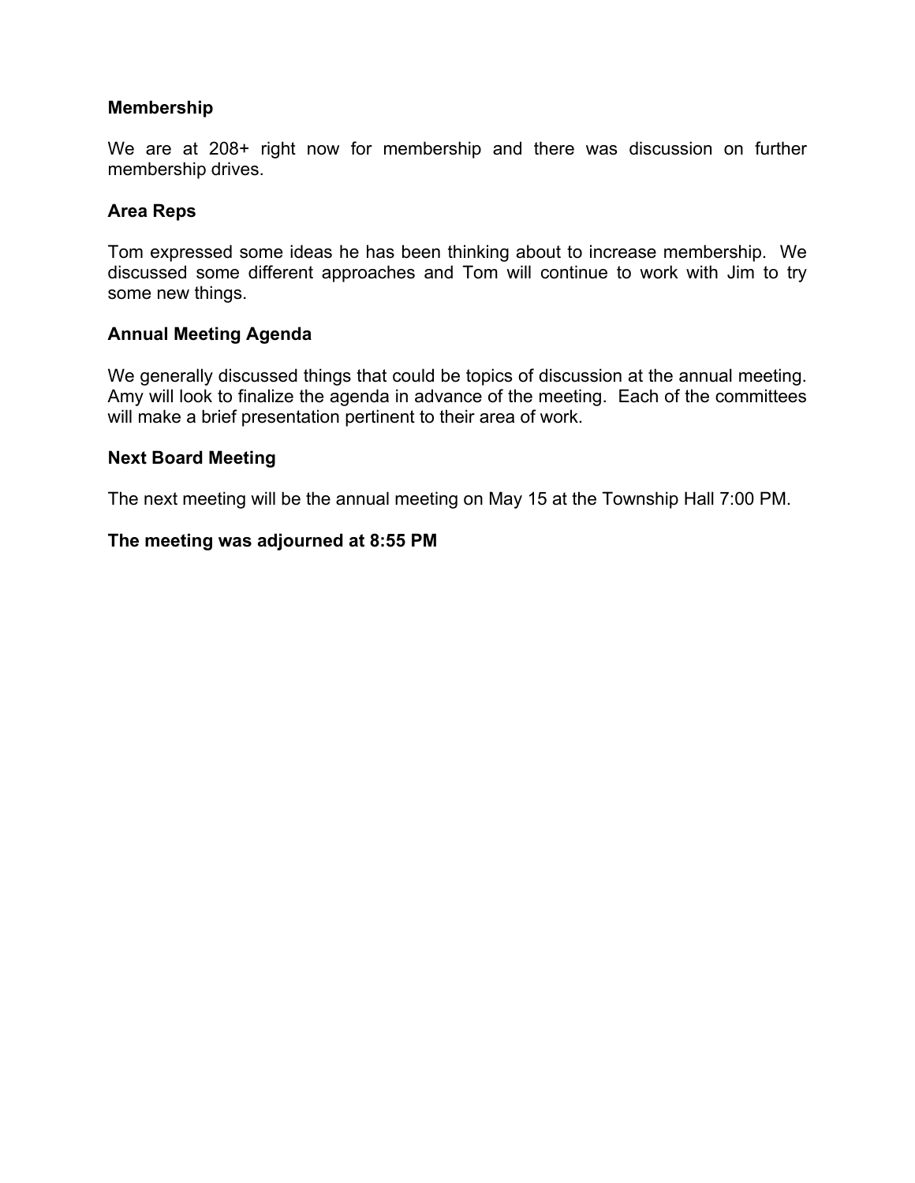**Membership**

We are at 208+ right now for membership and there was discussion on further membership drives.

**Area Reps**

Tom expressed some ideas he has been thinking about to increase membership. We discussed some different approaches and Tom will continue to work with Jim to try some new things.

**Annual Meeting Agenda**

We generally discussed things that could be topics of discussion at the annual meeting. Amy will look to finalize the agenda in advance of the meeting. Each of the committees will make a brief presentation pertinent to their area of work.

**Next Board Meeting**

The next meeting will be the annual meeting on May 15 at the Township Hall 7:00 PM.

**The meeting was adjourned at 8:55 PM**